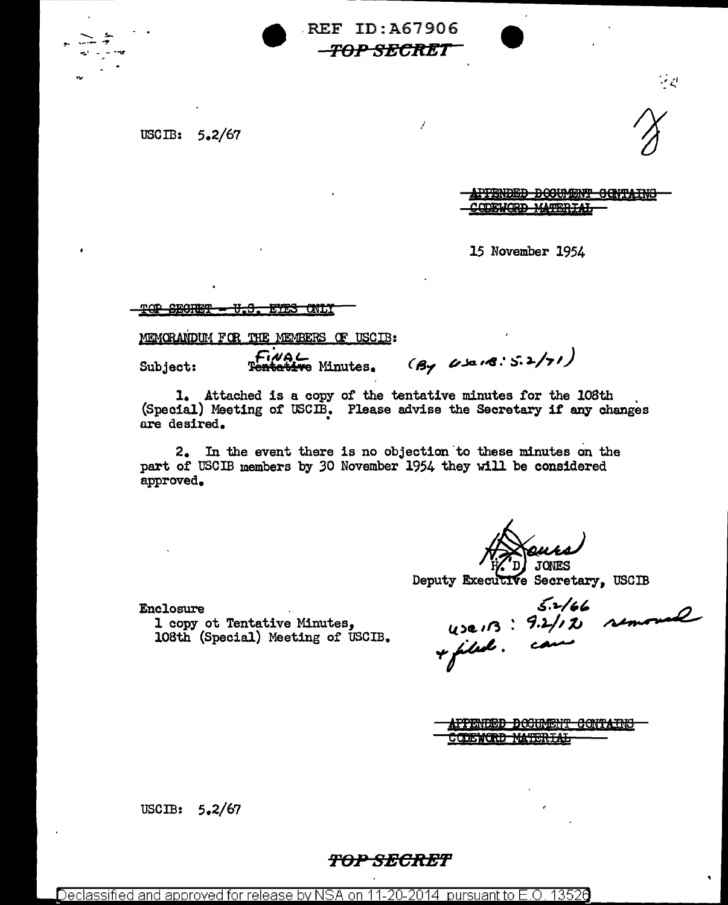REF ID:A67906

~~TOP SECRET~~

USCIB: 5.2/67

~~APPENDED DOCUMENT CONTAINS CODEWORD MATERIAL~~

15 November 1954

~~TOP SECRET - U.S. EYES ONLY~~

MEMORANDUM FOR THE MEMBERS OF USCIB:

Subject: FINAL ~~Tentative~~ Minutes. (By USCIB: 5.2/71)

1. Attached is a copy of the tentative minutes for the 108th (Special) Meeting of USCIB. Please advise the Secretary if any changes are desired.

2. In the event there is no objection to these minutes on the part of USCIB members by 30 November 1954 they will be considered approved.

H. D. JONES
Deputy Executive Secretary, USCIB

Enclosure
1 copy ot Tentative Minutes, 108th (Special) Meeting of USCIB.

5.2/66
USCIB: 9.2/12 removed + filed. cam

~~APPENDED DOCUMENT CONTAINS CODEWORD MATERIAL~~

USCIB: 5.2/67

TOP SECRET

Declassified and approved for release by NSA on 11-20-2014 pursuant to E.O. 13526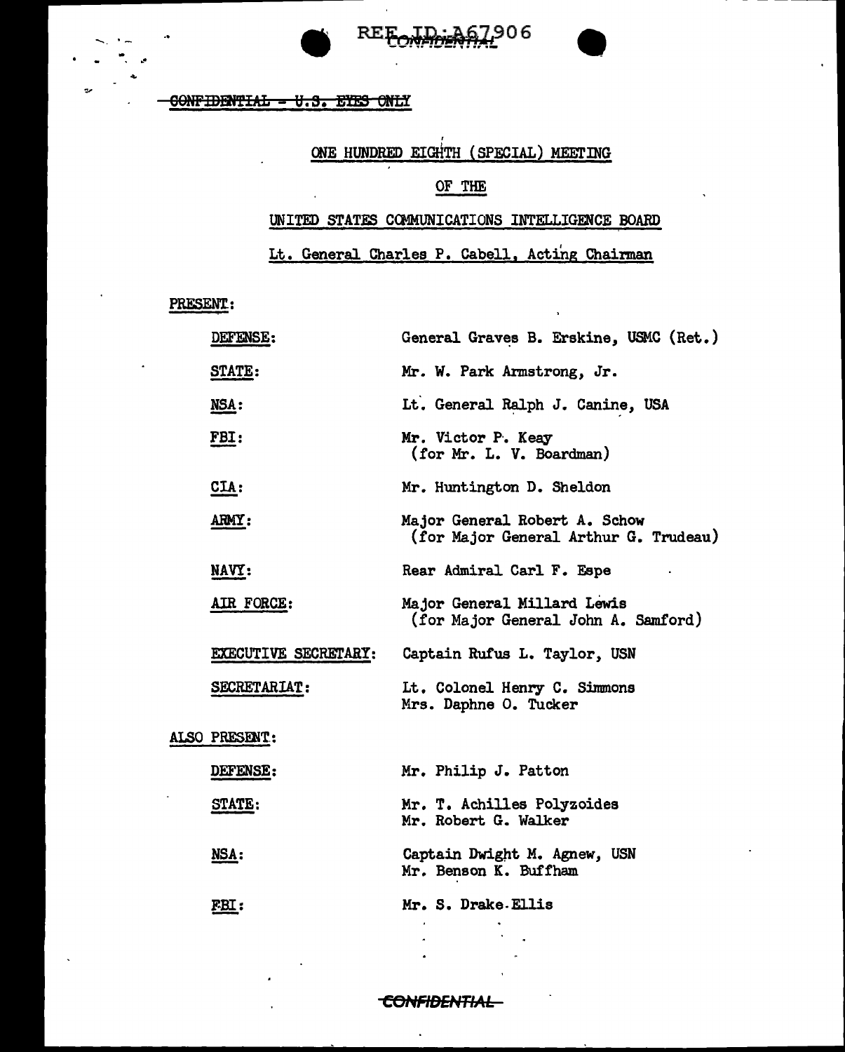~~CONFIDENTIAL - U.S. EYES ONLY~~

ONE HUNDRED EIGHTH (SPECIAL) MEETING

OF THE

UNITED STATES COMMUNICATIONS INTELLIGENCE BOARD

Lt. General Charles P. Cabell, Acting Chairman

PRESENT:

| | |
|---|---|
| DEFENSE: | General Graves B. Erskine, USMC (Ret.) |
| STATE: | Mr. W. Park Armstrong, Jr. |
| NSA: | Lt. General Ralph J. Canine, USA |
| FBI: | Mr. Victor P. Keay (for Mr. L. V. Boardman) |
| CIA: | Mr. Huntington D. Sheldon |
| ARMY: | Major General Robert A. Schow (for Major General Arthur G. Trudeau) |
| NAVY: | Rear Admiral Carl F. Espe |
| AIR FORCE: | Major General Millard Lewis (for Major General John A. Samford) |
| EXECUTIVE SECRETARY: | Captain Rufus L. Taylor, USN |
| SECRETARIAT: | Lt. Colonel Henry C. Simmons<br>Mrs. Daphne O. Tucker |

ALSO PRESENT:

| | |
|---|---|
| DEFENSE: | Mr. Philip J. Patton |
| STATE: | Mr. T. Achilles Polyzoides<br>Mr. Robert G. Walker |
| NSA: | Captain Dwight M. Agnew, USN<br>Mr. Benson K. Buffham |
| FBI: | Mr. S. Drake-Ellis |

~~CONFIDENTIAL~~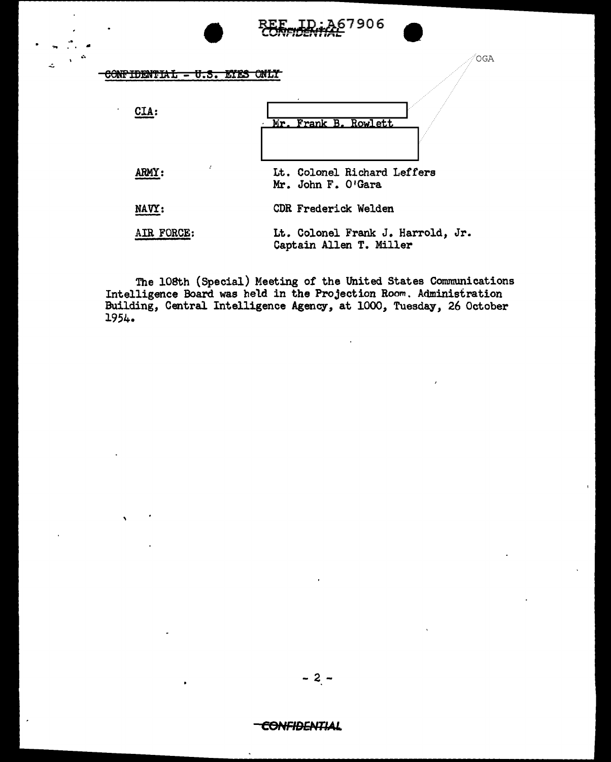CONFIDENTIAL - U.S. EYES ONLY

| | |
|---|---|
| CIA: | Mr. Frank B. Rowlett |
| ARMY: | Lt. Colonel Richard Leffers<br>Mr. John F. O'Gara |
| NAVY: | CDR Frederick Welden |
| AIR FORCE: | Lt. Colonel Frank J. Harrold, Jr.<br>Captain Allen T. Miller |

The 108th (Special) Meeting of the United States Communications Intelligence Board was held in the Projection Room, Administration Building, Central Intelligence Agency, at 1000, Tuesday, 26 October 1954.

CONFIDENTIAL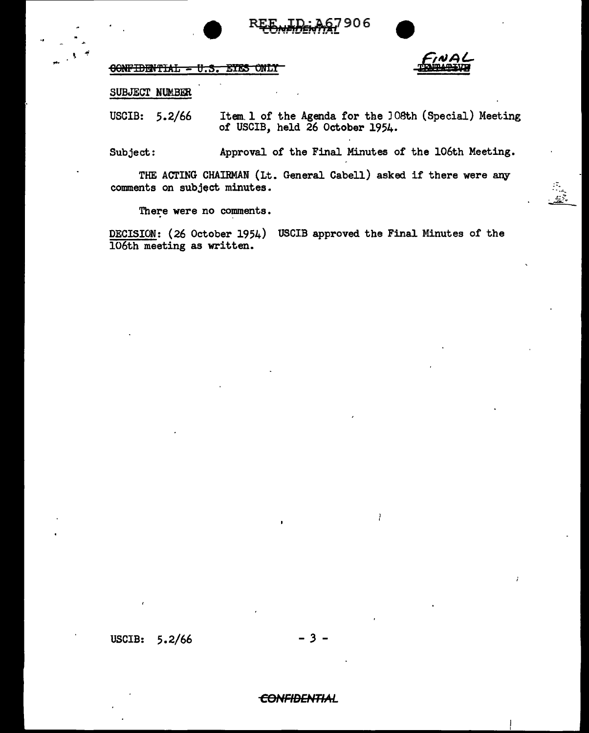CONFIDENTIAL - U.S. EYES ONLY

FINAL

SUBJECT NUMBER

USCIB: 5.2/66 Item 1 of the Agenda for the 108th (Special) Meeting of USCIB, held 26 October 1954.

Subject: Approval of the Final Minutes of the 106th Meeting.

THE ACTING CHAIRMAN (Lt. General Cabell) asked if there were any comments on subject minutes.

There were no comments.

DECISION: (26 October 1954) USCIB approved the Final Minutes of the 106th meeting as written.

USCIB: 5.2/66

CONFIDENTIAL